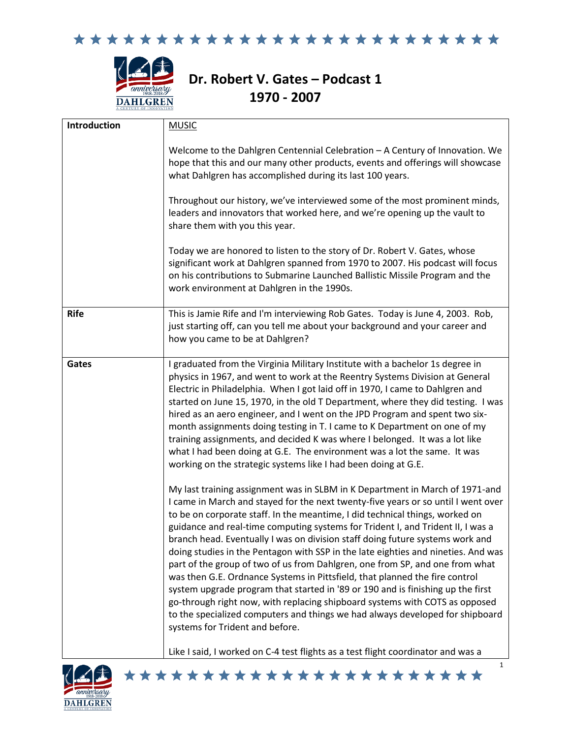# Dr. Robert V. Gates – Podcast 1
## 1970 - 2007

| | |
|---|---|
| **Introduction** | MUSIC<br><br>Welcome to the Dahlgren Centennial Celebration – A Century of Innovation. We hope that this and our many other products, events and offerings will showcase what Dahlgren has accomplished during its last 100 years.<br><br>Throughout our history, we've interviewed some of the most prominent minds, leaders and innovators that worked here, and we're opening up the vault to share them with you this year.<br><br>Today we are honored to listen to the story of Dr. Robert V. Gates, whose significant work at Dahlgren spanned from 1970 to 2007. His podcast will focus on his contributions to Submarine Launched Ballistic Missile Program and the work environment at Dahlgren in the 1990s. |
| **Rife** | This is Jamie Rife and I'm interviewing Rob Gates. Today is June 4, 2003. Rob, just starting off, can you tell me about your background and your career and how you came to be at Dahlgren? |
| **Gates** | I graduated from the Virginia Military Institute with a bachelor 1s degree in physics in 1967, and went to work at the Reentry Systems Division at General Electric in Philadelphia. When I got laid off in 1970, I came to Dahlgren and started on June 15, 1970, in the old T Department, where they did testing. I was hired as an aero engineer, and I went on the JPD Program and spent two six-month assignments doing testing in T. I came to K Department on one of my training assignments, and decided K was where I belonged. It was a lot like what I had been doing at G.E. The environment was a lot the same. It was working on the strategic systems like I had been doing at G.E.<br><br>My last training assignment was in SLBM in K Department in March of 1971-and I came in March and stayed for the next twenty-five years or so until I went over to be on corporate staff. In the meantime, I did technical things, worked on guidance and real-time computing systems for Trident I, and Trident II, I was a branch head. Eventually I was on division staff doing future systems work and doing studies in the Pentagon with SSP in the late eighties and nineties. And was part of the group of two of us from Dahlgren, one from SP, and one from what was then G.E. Ordnance Systems in Pittsfield, that planned the fire control system upgrade program that started in '89 or 190 and is finishing up the first go-through right now, with replacing shipboard systems with COTS as opposed to the specialized computers and things we had always developed for shipboard systems for Trident and before.<br><br>Like I said, I worked on C-4 test flights as a test flight coordinator and was a |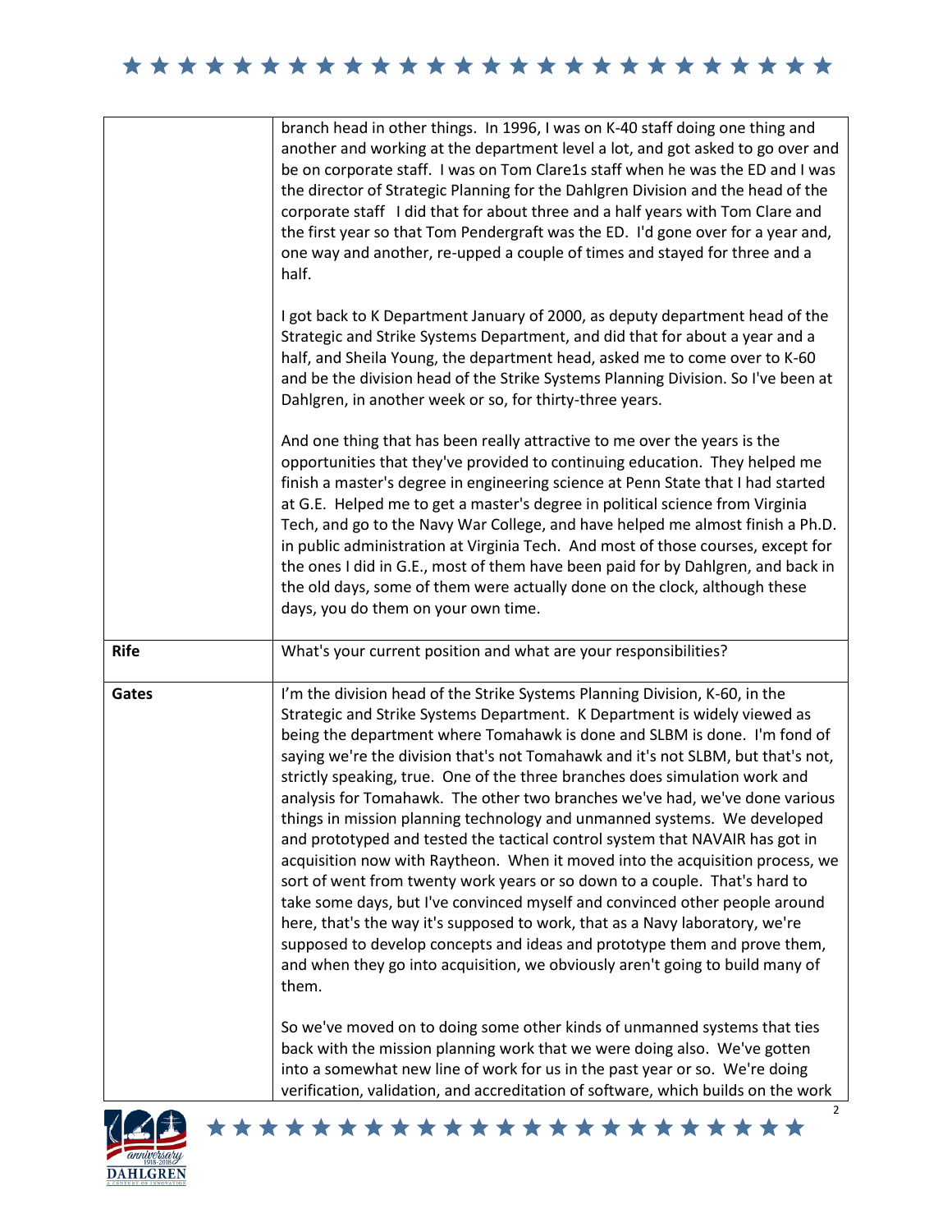| | |
|---|---|
| | branch head in other things. In 1996, I was on K-40 staff doing one thing and another and working at the department level a lot, and got asked to go over and be on corporate staff. I was on Tom Clare1s staff when he was the ED and I was the director of Strategic Planning for the Dahlgren Division and the head of the corporate staff I did that for about three and a half years with Tom Clare and the first year so that Tom Pendergraft was the ED. I'd gone over for a year and, one way and another, re-upped a couple of times and stayed for three and a half.<br><br>I got back to K Department January of 2000, as deputy department head of the Strategic and Strike Systems Department, and did that for about a year and a half, and Sheila Young, the department head, asked me to come over to K-60 and be the division head of the Strike Systems Planning Division. So I've been at Dahlgren, in another week or so, for thirty-three years.<br><br>And one thing that has been really attractive to me over the years is the opportunities that they've provided to continuing education. They helped me finish a master's degree in engineering science at Penn State that I had started at G.E. Helped me to get a master's degree in political science from Virginia Tech, and go to the Navy War College, and have helped me almost finish a Ph.D. in public administration at Virginia Tech. And most of those courses, except for the ones I did in G.E., most of them have been paid for by Dahlgren, and back in the old days, some of them were actually done on the clock, although these days, you do them on your own time. |
| **Rife** | What's your current position and what are your responsibilities? |
| **Gates** | I'm the division head of the Strike Systems Planning Division, K-60, in the Strategic and Strike Systems Department. K Department is widely viewed as being the department where Tomahawk is done and SLBM is done. I'm fond of saying we're the division that's not Tomahawk and it's not SLBM, but that's not, strictly speaking, true. One of the three branches does simulation work and analysis for Tomahawk. The other two branches we've had, we've done various things in mission planning technology and unmanned systems. We developed and prototyped and tested the tactical control system that NAVAIR has got in acquisition now with Raytheon. When it moved into the acquisition process, we sort of went from twenty work years or so down to a couple. That's hard to take some days, but I've convinced myself and convinced other people around here, that's the way it's supposed to work, that as a Navy laboratory, we're supposed to develop concepts and ideas and prototype them and prove them, and when they go into acquisition, we obviously aren't going to build many of them.<br><br>So we've moved on to doing some other kinds of unmanned systems that ties back with the mission planning work that we were doing also. We've gotten into a somewhat new line of work for us in the past year or so. We're doing verification, validation, and accreditation of software, which builds on the work |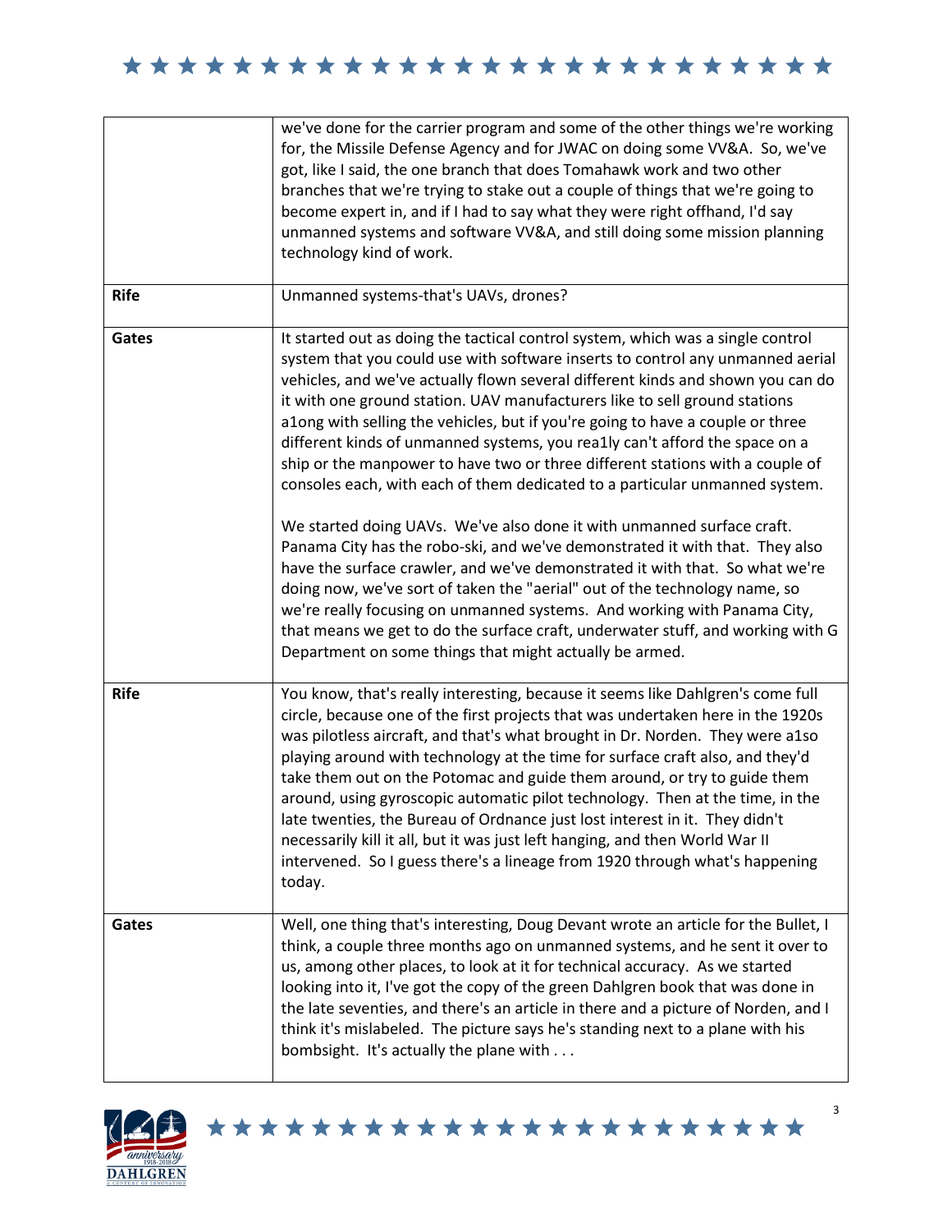| | |
|---|---|
| | we've done for the carrier program and some of the other things we're working for, the Missile Defense Agency and for JWAC on doing some VV&A. So, we've got, like I said, the one branch that does Tomahawk work and two other branches that we're trying to stake out a couple of things that we're going to become expert in, and if I had to say what they were right offhand, I'd say unmanned systems and software VV&A, and still doing some mission planning technology kind of work. |
| **Rife** | Unmanned systems-that's UAVs, drones? |
| **Gates** | It started out as doing the tactical control system, which was a single control system that you could use with software inserts to control any unmanned aerial vehicles, and we've actually flown several different kinds and shown you can do it with one ground station. UAV manufacturers like to sell ground stations a1ong with selling the vehicles, but if you're going to have a couple or three different kinds of unmanned systems, you rea1ly can't afford the space on a ship or the manpower to have two or three different stations with a couple of consoles each, with each of them dedicated to a particular unmanned system.<br><br>We started doing UAVs. We've also done it with unmanned surface craft. Panama City has the robo-ski, and we've demonstrated it with that. They also have the surface crawler, and we've demonstrated it with that. So what we're doing now, we've sort of taken the "aerial" out of the technology name, so we're really focusing on unmanned systems. And working with Panama City, that means we get to do the surface craft, underwater stuff, and working with G Department on some things that might actually be armed. |
| **Rife** | You know, that's really interesting, because it seems like Dahlgren's come full circle, because one of the first projects that was undertaken here in the 1920s was pilotless aircraft, and that's what brought in Dr. Norden. They were a1so playing around with technology at the time for surface craft also, and they'd take them out on the Potomac and guide them around, or try to guide them around, using gyroscopic automatic pilot technology. Then at the time, in the late twenties, the Bureau of Ordnance just lost interest in it. They didn't necessarily kill it all, but it was just left hanging, and then World War II intervened. So I guess there's a lineage from 1920 through what's happening today. |
| **Gates** | Well, one thing that's interesting, Doug Devant wrote an article for the Bullet, I think, a couple three months ago on unmanned systems, and he sent it over to us, among other places, to look at it for technical accuracy. As we started looking into it, I've got the copy of the green Dahlgren book that was done in the late seventies, and there's an article in there and a picture of Norden, and I think it's mislabeled. The picture says he's standing next to a plane with his bombsight. It's actually the plane with . . . |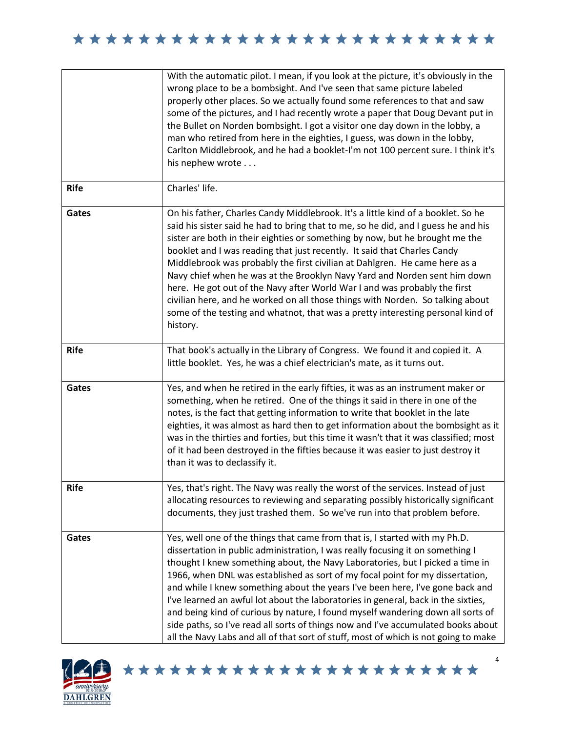| | |
|---|---|
| | With the automatic pilot. I mean, if you look at the picture, it's obviously in the wrong place to be a bombsight. And I've seen that same picture labeled properly other places. So we actually found some references to that and saw some of the pictures, and I had recently wrote a paper that Doug Devant put in the Bullet on Norden bombsight. I got a visitor one day down in the lobby, a man who retired from here in the eighties, I guess, was down in the lobby, Carlton Middlebrook, and he had a booklet-I'm not 100 percent sure. I think it's his nephew wrote . . . |
| **Rife** | Charles' life. |
| **Gates** | On his father, Charles Candy Middlebrook. It's a little kind of a booklet. So he said his sister said he had to bring that to me, so he did, and I guess he and his sister are both in their eighties or something by now, but he brought me the booklet and I was reading that just recently. It said that Charles Candy Middlebrook was probably the first civilian at Dahlgren. He came here as a Navy chief when he was at the Brooklyn Navy Yard and Norden sent him down here. He got out of the Navy after World War I and was probably the first civilian here, and he worked on all those things with Norden. So talking about some of the testing and whatnot, that was a pretty interesting personal kind of history. |
| **Rife** | That book's actually in the Library of Congress. We found it and copied it. A little booklet. Yes, he was a chief electrician's mate, as it turns out. |
| **Gates** | Yes, and when he retired in the early fifties, it was as an instrument maker or something, when he retired. One of the things it said in there in one of the notes, is the fact that getting information to write that booklet in the late eighties, it was almost as hard then to get information about the bombsight as it was in the thirties and forties, but this time it wasn't that it was classified; most of it had been destroyed in the fifties because it was easier to just destroy it than it was to declassify it. |
| **Rife** | Yes, that's right. The Navy was really the worst of the services. Instead of just allocating resources to reviewing and separating possibly historically significant documents, they just trashed them. So we've run into that problem before. |
| **Gates** | Yes, well one of the things that came from that is, I started with my Ph.D. dissertation in public administration, I was really focusing it on something I thought I knew something about, the Navy Laboratories, but I picked a time in 1966, when DNL was established as sort of my focal point for my dissertation, and while I knew something about the years I've been here, I've gone back and I've learned an awful lot about the laboratories in general, back in the sixties, and being kind of curious by nature, I found myself wandering down all sorts of side paths, so I've read all sorts of things now and I've accumulated books about all the Navy Labs and all of that sort of stuff, most of which is not going to make |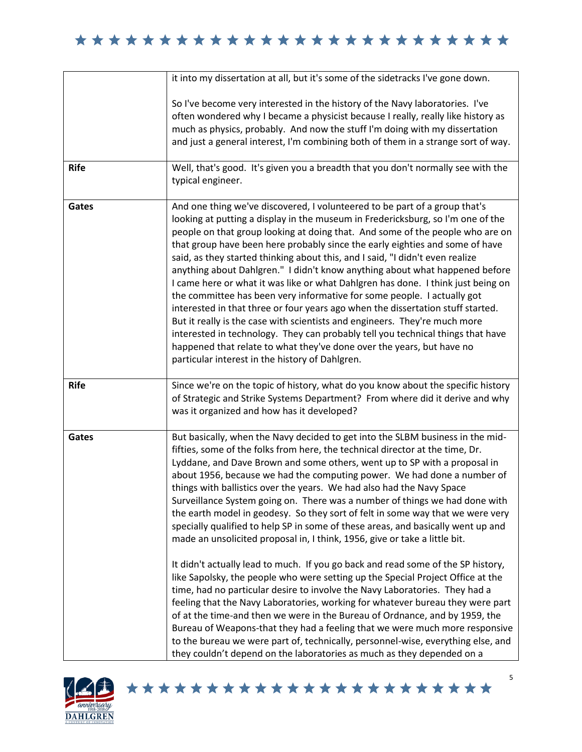| | |
|---|---|
| | it into my dissertation at all, but it's some of the sidetracks I've gone down.<br><br>So I've become very interested in the history of the Navy laboratories. I've often wondered why I became a physicist because I really, really like history as much as physics, probably. And now the stuff I'm doing with my dissertation and just a general interest, I'm combining both of them in a strange sort of way. |
| **Rife** | Well, that's good. It's given you a breadth that you don't normally see with the typical engineer. |
| **Gates** | And one thing we've discovered, I volunteered to be part of a group that's looking at putting a display in the museum in Fredericksburg, so I'm one of the people on that group looking at doing that. And some of the people who are on that group have been here probably since the early eighties and some of have said, as they started thinking about this, and I said, "I didn't even realize anything about Dahlgren." I didn't know anything about what happened before I came here or what it was like or what Dahlgren has done. I think just being on the committee has been very informative for some people. I actually got interested in that three or four years ago when the dissertation stuff started. But it really is the case with scientists and engineers. They're much more interested in technology. They can probably tell you technical things that have happened that relate to what they've done over the years, but have no particular interest in the history of Dahlgren. |
| **Rife** | Since we're on the topic of history, what do you know about the specific history of Strategic and Strike Systems Department? From where did it derive and why was it organized and how has it developed? |
| **Gates** | But basically, when the Navy decided to get into the SLBM business in the mid-fifties, some of the folks from here, the technical director at the time, Dr. Lyddane, and Dave Brown and some others, went up to SP with a proposal in about 1956, because we had the computing power. We had done a number of things with ballistics over the years. We had also had the Navy Space Surveillance System going on. There was a number of things we had done with the earth model in geodesy. So they sort of felt in some way that we were very specially qualified to help SP in some of these areas, and basically went up and made an unsolicited proposal in, I think, 1956, give or take a little bit.<br><br>It didn't actually lead to much. If you go back and read some of the SP history, like Sapolsky, the people who were setting up the Special Project Office at the time, had no particular desire to involve the Navy Laboratories. They had a feeling that the Navy Laboratories, working for whatever bureau they were part of at the time-and then we were in the Bureau of Ordnance, and by 1959, the Bureau of Weapons-that they had a feeling that we were much more responsive to the bureau we were part of, technically, personnel-wise, everything else, and they couldn't depend on the laboratories as much as they depended on a |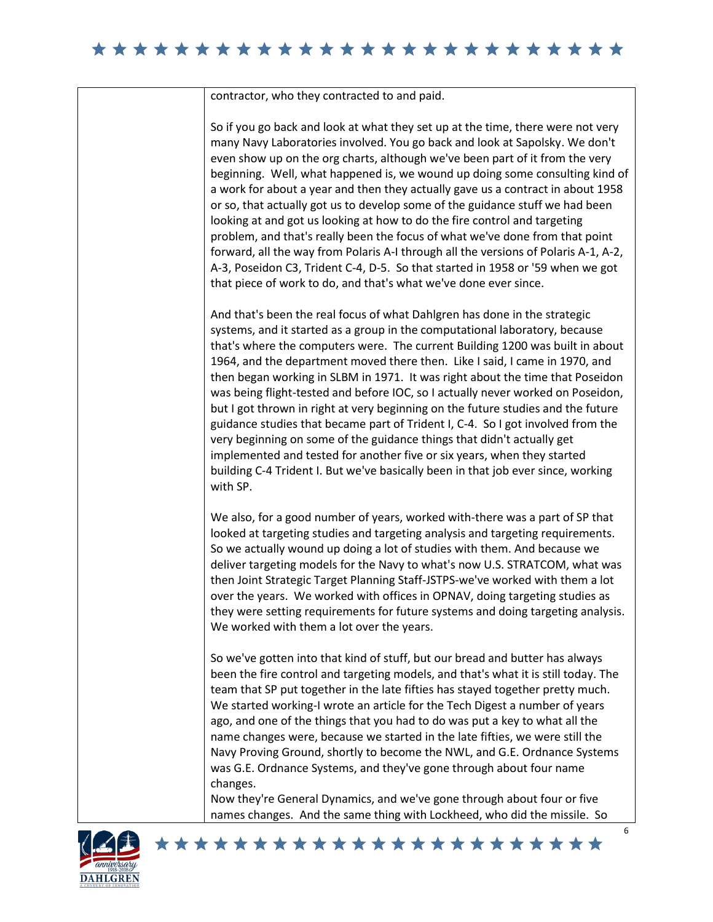contractor, who they contracted to and paid.

So if you go back and look at what they set up at the time, there were not very many Navy Laboratories involved. You go back and look at Sapolsky. We don't even show up on the org charts, although we've been part of it from the very beginning. Well, what happened is, we wound up doing some consulting kind of a work for about a year and then they actually gave us a contract in about 1958 or so, that actually got us to develop some of the guidance stuff we had been looking at and got us looking at how to do the fire control and targeting problem, and that's really been the focus of what we've done from that point forward, all the way from Polaris A-I through all the versions of Polaris A-1, A-2, A-3, Poseidon C3, Trident C-4, D-5. So that started in 1958 or '59 when we got that piece of work to do, and that's what we've done ever since.

And that's been the real focus of what Dahlgren has done in the strategic systems, and it started as a group in the computational laboratory, because that's where the computers were. The current Building 1200 was built in about 1964, and the department moved there then. Like I said, I came in 1970, and then began working in SLBM in 1971. It was right about the time that Poseidon was being flight-tested and before IOC, so I actually never worked on Poseidon, but I got thrown in right at very beginning on the future studies and the future guidance studies that became part of Trident I, C-4. So I got involved from the very beginning on some of the guidance things that didn't actually get implemented and tested for another five or six years, when they started building C-4 Trident I. But we've basically been in that job ever since, working with SP.

We also, for a good number of years, worked with-there was a part of SP that looked at targeting studies and targeting analysis and targeting requirements. So we actually wound up doing a lot of studies with them. And because we deliver targeting models for the Navy to what's now U.S. STRATCOM, what was then Joint Strategic Target Planning Staff-JSTPS-we've worked with them a lot over the years. We worked with offices in OPNAV, doing targeting studies as they were setting requirements for future systems and doing targeting analysis. We worked with them a lot over the years.

So we've gotten into that kind of stuff, but our bread and butter has always been the fire control and targeting models, and that's what it is still today. The team that SP put together in the late fifties has stayed together pretty much. We started working-I wrote an article for the Tech Digest a number of years ago, and one of the things that you had to do was put a key to what all the name changes were, because we started in the late fifties, we were still the Navy Proving Ground, shortly to become the NWL, and G.E. Ordnance Systems was G.E. Ordnance Systems, and they've gone through about four name changes.

Now they're General Dynamics, and we've gone through about four or five names changes. And the same thing with Lockheed, who did the missile. So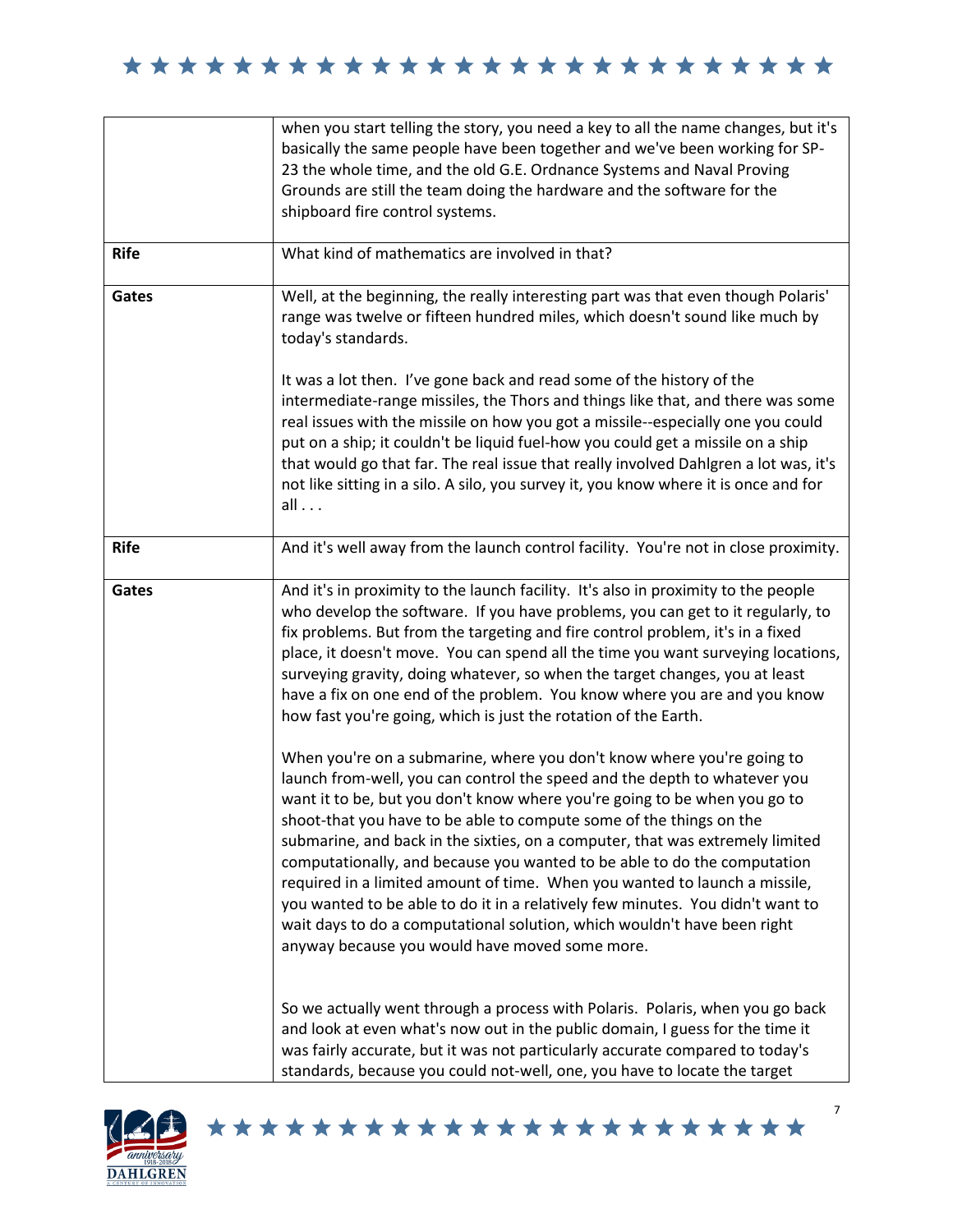| | |
|---|---|
| | when you start telling the story, you need a key to all the name changes, but it's basically the same people have been together and we've been working for SP-23 the whole time, and the old G.E. Ordnance Systems and Naval Proving Grounds are still the team doing the hardware and the software for the shipboard fire control systems. |
| **Rife** | What kind of mathematics are involved in that? |
| **Gates** | Well, at the beginning, the really interesting part was that even though Polaris' range was twelve or fifteen hundred miles, which doesn't sound like much by today's standards.<br><br>It was a lot then. I've gone back and read some of the history of the intermediate-range missiles, the Thors and things like that, and there was some real issues with the missile on how you got a missile--especially one you could put on a ship; it couldn't be liquid fuel-how you could get a missile on a ship that would go that far. The real issue that really involved Dahlgren a lot was, it's not like sitting in a silo. A silo, you survey it, you know where it is once and for all . . . |
| **Rife** | And it's well away from the launch control facility. You're not in close proximity. |
| **Gates** | And it's in proximity to the launch facility. It's also in proximity to the people who develop the software. If you have problems, you can get to it regularly, to fix problems. But from the targeting and fire control problem, it's in a fixed place, it doesn't move. You can spend all the time you want surveying locations, surveying gravity, doing whatever, so when the target changes, you at least have a fix on one end of the problem. You know where you are and you know how fast you're going, which is just the rotation of the Earth.<br><br>When you're on a submarine, where you don't know where you're going to launch from-well, you can control the speed and the depth to whatever you want it to be, but you don't know where you're going to be when you go to shoot-that you have to be able to compute some of the things on the submarine, and back in the sixties, on a computer, that was extremely limited computationally, and because you wanted to be able to do the computation required in a limited amount of time. When you wanted to launch a missile, you wanted to be able to do it in a relatively few minutes. You didn't want to wait days to do a computational solution, which wouldn't have been right anyway because you would have moved some more.<br><br>So we actually went through a process with Polaris. Polaris, when you go back and look at even what's now out in the public domain, I guess for the time it was fairly accurate, but it was not particularly accurate compared to today's standards, because you could not-well, one, you have to locate the target |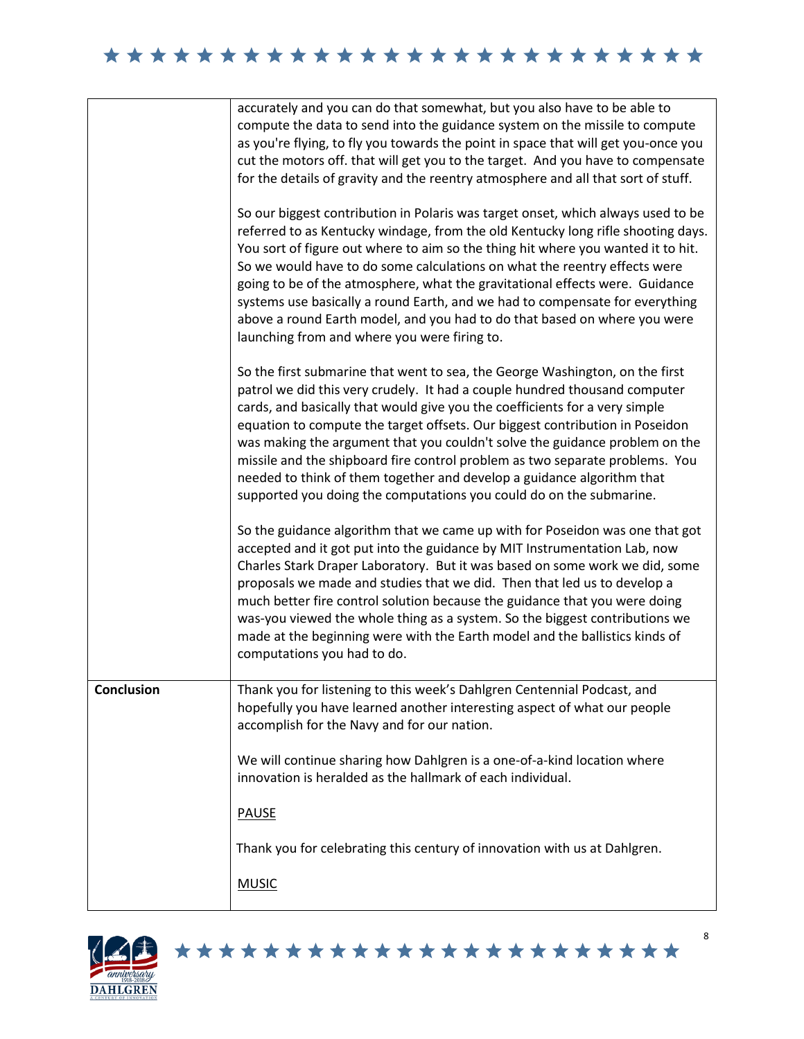| | |
|---|---|
| | accurately and you can do that somewhat, but you also have to be able to compute the data to send into the guidance system on the missile to compute as you're flying, to fly you towards the point in space that will get you-once you cut the motors off. that will get you to the target. And you have to compensate for the details of gravity and the reentry atmosphere and all that sort of stuff.<br><br>So our biggest contribution in Polaris was target onset, which always used to be referred to as Kentucky windage, from the old Kentucky long rifle shooting days. You sort of figure out where to aim so the thing hit where you wanted it to hit. So we would have to do some calculations on what the reentry effects were going to be of the atmosphere, what the gravitational effects were. Guidance systems use basically a round Earth, and we had to compensate for everything above a round Earth model, and you had to do that based on where you were launching from and where you were firing to.<br><br>So the first submarine that went to sea, the George Washington, on the first patrol we did this very crudely. It had a couple hundred thousand computer cards, and basically that would give you the coefficients for a very simple equation to compute the target offsets. Our biggest contribution in Poseidon was making the argument that you couldn't solve the guidance problem on the missile and the shipboard fire control problem as two separate problems. You needed to think of them together and develop a guidance algorithm that supported you doing the computations you could do on the submarine.<br><br>So the guidance algorithm that we came up with for Poseidon was one that got accepted and it got put into the guidance by MIT Instrumentation Lab, now Charles Stark Draper Laboratory. But it was based on some work we did, some proposals we made and studies that we did. Then that led us to develop a much better fire control solution because the guidance that you were doing was-you viewed the whole thing as a system. So the biggest contributions we made at the beginning were with the Earth model and the ballistics kinds of computations you had to do. |
| **Conclusion** | Thank you for listening to this week's Dahlgren Centennial Podcast, and hopefully you have learned another interesting aspect of what our people accomplish for the Navy and for our nation.<br><br>We will continue sharing how Dahlgren is a one-of-a-kind location where innovation is heralded as the hallmark of each individual.<br><br><u>PAUSE</u><br><br>Thank you for celebrating this century of innovation with us at Dahlgren.<br><br><u>MUSIC</u> |